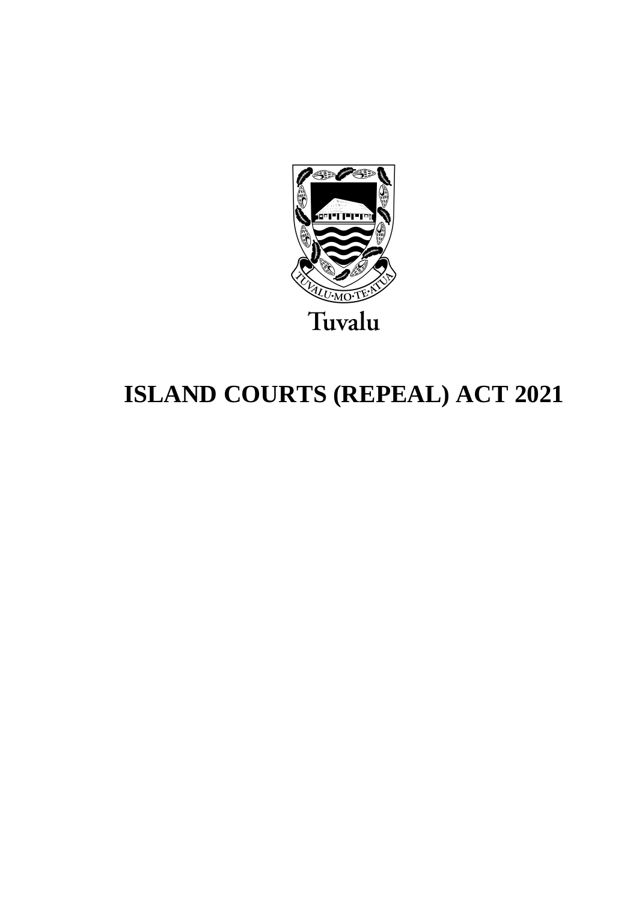Tuvalu

# ISLAND COURTS (REPEAL) ACT 2021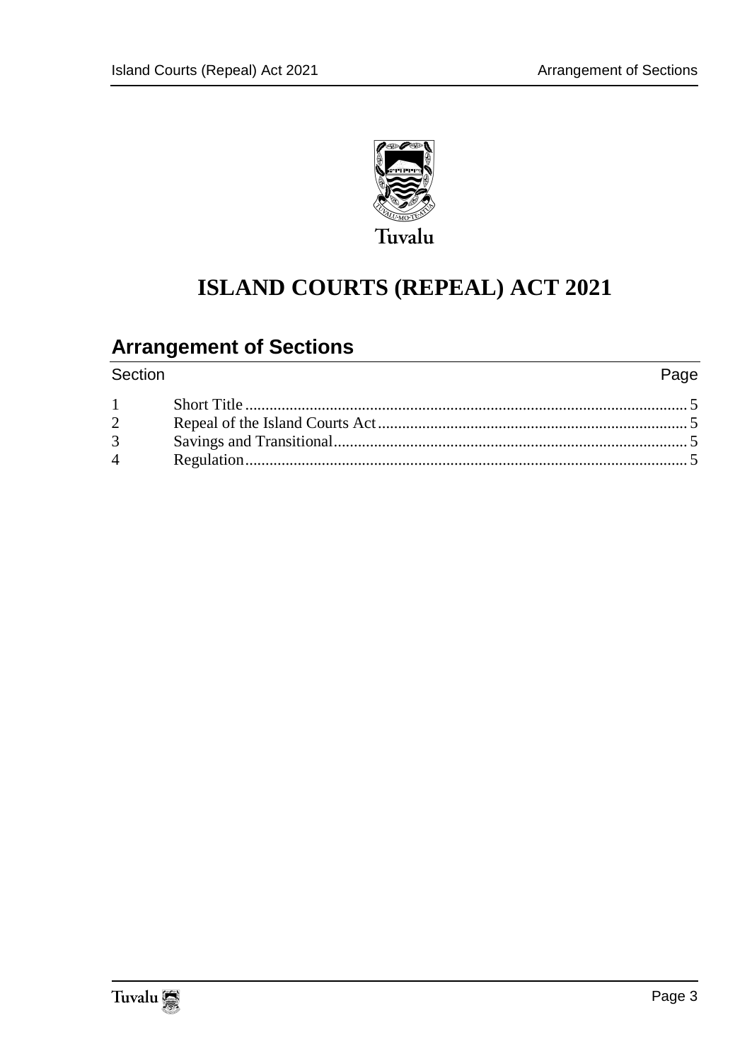Tuvalu

# ISLAND COURTS (REPEAL) ACT 2021

## Arrangement of Sections

| Section | | Page |
|---|---|---|
| 1 | Short Title | 5 |
| 2 | Repeal of the Island Courts Act | 5 |
| 3 | Savings and Transitional | 5 |
| 4 | Regulation | 5 |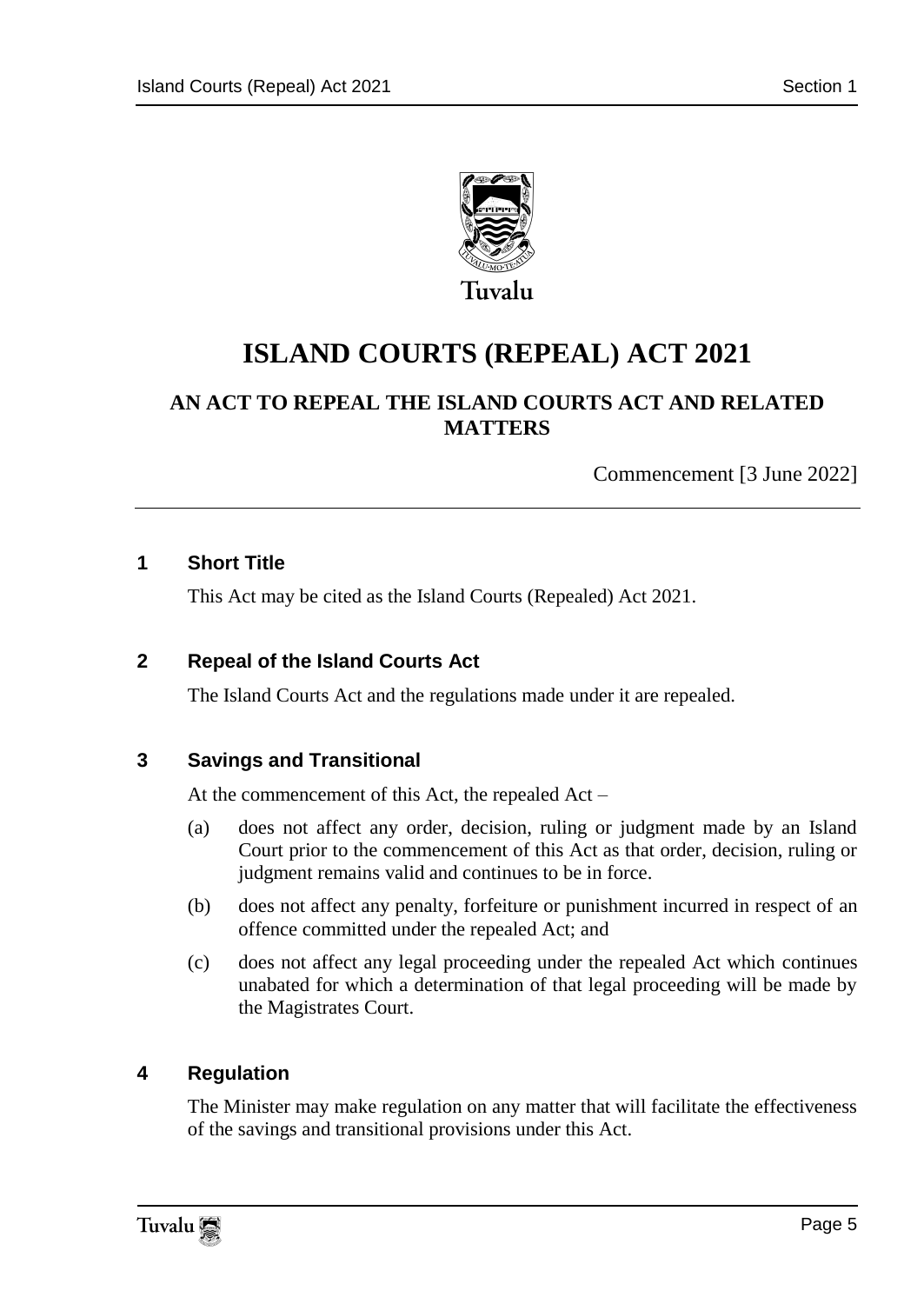Tuvalu

# ISLAND COURTS (REPEAL) ACT 2021

## AN ACT TO REPEAL THE ISLAND COURTS ACT AND RELATED MATTERS

Commencement [3 June 2022]

### 1 Short Title

This Act may be cited as the Island Courts (Repealed) Act 2021.

### 2 Repeal of the Island Courts Act

The Island Courts Act and the regulations made under it are repealed.

### 3 Savings and Transitional

At the commencement of this Act, the repealed Act –

(a) does not affect any order, decision, ruling or judgment made by an Island Court prior to the commencement of this Act as that order, decision, ruling or judgment remains valid and continues to be in force.

(b) does not affect any penalty, forfeiture or punishment incurred in respect of an offence committed under the repealed Act; and

(c) does not affect any legal proceeding under the repealed Act which continues unabated for which a determination of that legal proceeding will be made by the Magistrates Court.

### 4 Regulation

The Minister may make regulation on any matter that will facilitate the effectiveness of the savings and transitional provisions under this Act.